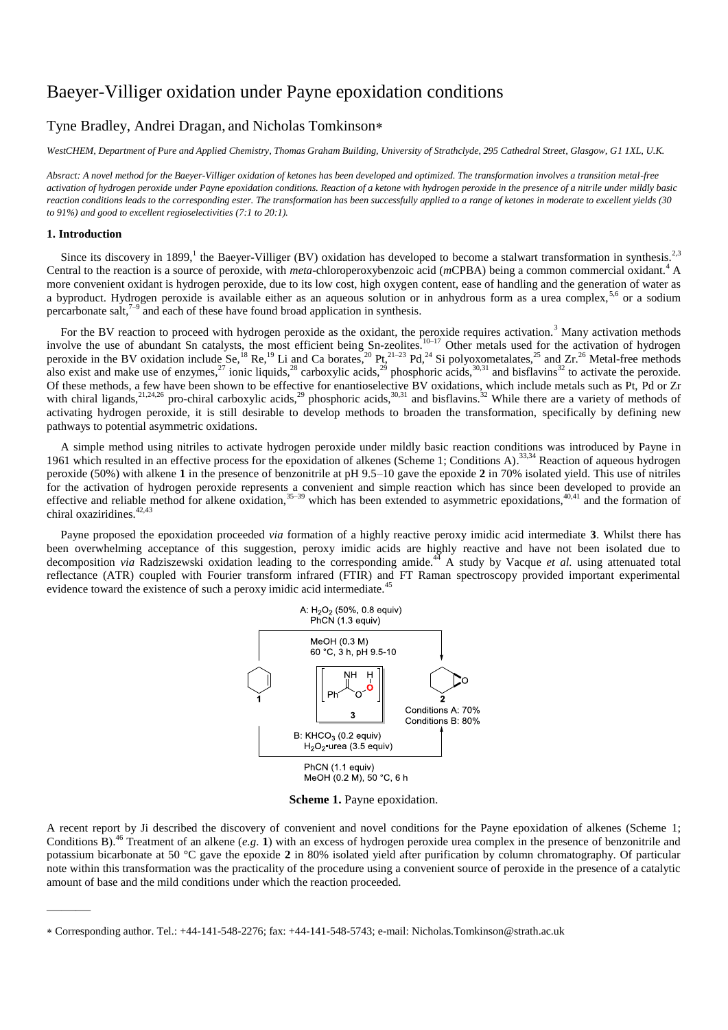# Baeyer-Villiger oxidation under Payne epoxidation conditions

## Tyne Bradley, Andrei Dragan, and Nicholas Tomkinson*

*WestCHEM, Department of Pure and Applied Chemistry, Thomas Graham Building, University of Strathclyde, 295 Cathedral Street, Glasgow, G1 1XL, U.K.*

*Absract: A novel method for the Baeyer-Villiger oxidation of ketones has been developed and optimized. The transformation involves a transition metal-free activation of hydrogen peroxide under Payne epoxidation conditions. Reaction of a ketone with hydrogen peroxide in the presence of a nitrile under mildly basic reaction conditions leads to the corresponding ester. The transformation has been successfully applied to a range of ketones in moderate to excellent yields (30 to 91%) and good to excellent regioselectivities (7:1 to 20:1).*

### 1. Introduction

Since its discovery in 1899,[1] the Baeyer-Villiger (BV) oxidation has developed to become a stalwart transformation in synthesis.[2,3] Central to the reaction is a source of peroxide, with *meta*-chloroperoxybenzoic acid (*m*CPBA) being a common commercial oxidant.[4] A more convenient oxidant is hydrogen peroxide, due to its low cost, high oxygen content, ease of handling and the generation of water as a byproduct. Hydrogen peroxide is available either as an aqueous solution or in anhydrous form as a urea complex,[5,6] or a sodium percarbonate salt,[7–9] and each of these have found broad application in synthesis.

For the BV reaction to proceed with hydrogen peroxide as the oxidant, the peroxide requires activation.[3] Many activation methods involve the use of abundant Sn catalysts, the most efficient being Sn-zeolites.[10–17] Other metals used for the activation of hydrogen peroxide in the BV oxidation include Se,[18] Re,[19] Li and Ca borates,[20] Pt,[21–23] Pd,[24] Si polyoxometalates,[25] and Zr.[26] Metal-free methods also exist and make use of enzymes,[27] ionic liquids,[28] carboxylic acids,[29] phosphoric acids,[30,31] and bisflavins[32] to activate the peroxide. Of these methods, a few have been shown to be effective for enantioselective BV oxidations, which include metals such as Pt, Pd or Zr with chiral ligands,[21,24,26] pro-chiral carboxylic acids,[29] phosphoric acids,[30,31] and bisflavins.[32] While there are a variety of methods of activating hydrogen peroxide, it is still desirable to develop methods to broaden the transformation, specifically by defining new pathways to potential asymmetric oxidations.

A simple method using nitriles to activate hydrogen peroxide under mildly basic reaction conditions was introduced by Payne in 1961 which resulted in an effective process for the epoxidation of alkenes (Scheme 1; Conditions A).[33,34] Reaction of aqueous hydrogen peroxide (50%) with alkene **1** in the presence of benzonitrile at pH 9.5–10 gave the epoxide **2** in 70% isolated yield. This use of nitriles for the activation of hydrogen peroxide represents a convenient and simple reaction which has since been developed to provide an effective and reliable method for alkene oxidation,[35–39] which has been extended to asymmetric epoxidations,[40,41] and the formation of chiral oxaziridines.[42,43]

Payne proposed the epoxidation proceeded *via* formation of a highly reactive peroxy imidic acid intermediate **3**. Whilst there has been overwhelming acceptance of this suggestion, peroxy imidic acids are highly reactive and have not been isolated due to decomposition *via* Radziszewski oxidation leading to the corresponding amide.[44] A study by Vacque *et al.* using attenuated total reflectance (ATR) coupled with Fourier transform infrared (FTIR) and FT Raman spectroscopy provided important experimental evidence toward the existence of such a peroxy imidic acid intermediate.[45]

A: $H_2O_2$ (50%, 0.8 equiv), PhCN (1.3 equiv), MeOH (0.3 M), 60 °C, 3 h, pH 9.5-10

B: $KHCO_3$ (0.2 equiv), $H_2O_2$•urea (3.5 equiv), PhCN (1.1 equiv), MeOH (0.2 M), 50 °C, 6 h

**1** → **2** (via **3**); Conditions A: 70%; Conditions B: 80%

**Scheme 1.** Payne epoxidation.

A recent report by Ji described the discovery of convenient and novel conditions for the Payne epoxidation of alkenes (Scheme 1; Conditions B).[46] Treatment of an alkene (*e.g.* **1**) with an excess of hydrogen peroxide urea complex in the presence of benzonitrile and potassium bicarbonate at 50 °C gave the epoxide **2** in 80% isolated yield after purification by column chromatography. Of particular note within this transformation was the practicality of the procedure using a convenient source of peroxide in the presence of a catalytic amount of base and the mild conditions under which the reaction proceeded.

* Corresponding author. Tel.: +44-141-548-2276; fax: +44-141-548-5743; e-mail: Nicholas.Tomkinson@strath.ac.uk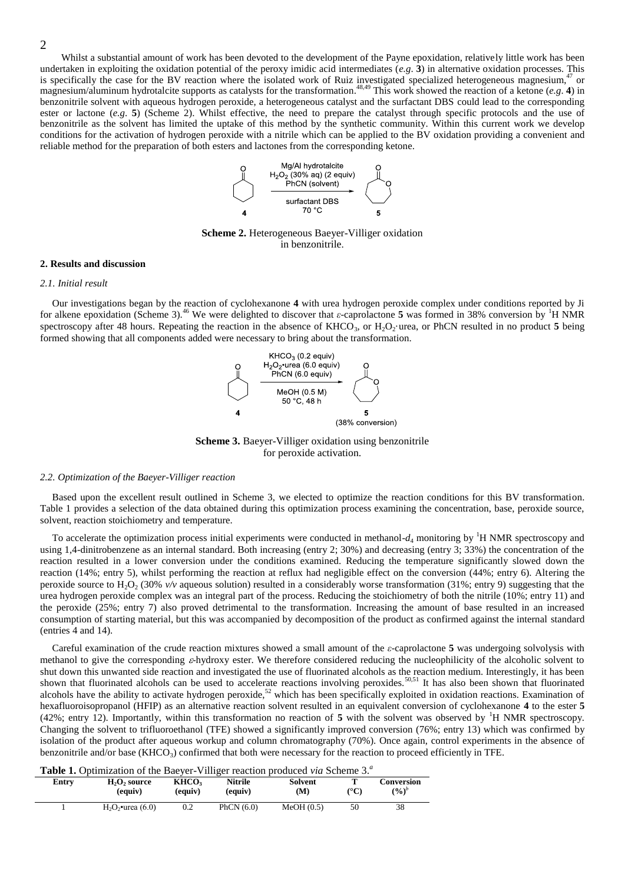Whilst a substantial amount of work has been devoted to the development of the Payne epoxidation, relatively little work has been undertaken in exploiting the oxidation potential of the peroxy imidic acid intermediates (*e.g.* **3**) in alternative oxidation processes. This is specifically the case for the BV reaction where the isolated work of Ruiz investigated specialized heterogeneous magnesium,[47] or magnesium/aluminum hydrotalcite supports as catalysts for the transformation.[48,49] This work showed the reaction of a ketone (*e.g.* **4**) in benzonitrile solvent with aqueous hydrogen peroxide, a heterogeneous catalyst and the surfactant DBS could lead to the corresponding ester or lactone (*e.g.* **5**) (Scheme 2). Whilst effective, the need to prepare the catalyst through specific protocols and the use of benzonitrile as the solvent has limited the uptake of this method by the synthetic community. Within this current work we develop conditions for the activation of hydrogen peroxide with a nitrile which can be applied to the BV oxidation providing a convenient and reliable method for the preparation of both esters and lactones from the corresponding ketone.

**Scheme 2.** Heterogeneous Baeyer-Villiger oxidation in benzonitrile.

## 2. Results and discussion

### *2.1. Initial result*

Our investigations began by the reaction of cyclohexanone **4** with urea hydrogen peroxide complex under conditions reported by Ji for alkene epoxidation (Scheme 3).[46] We were delighted to discover that *ε*-caprolactone **5** was formed in 38% conversion by $^1$H NMR spectroscopy after 48 hours. Repeating the reaction in the absence of $KHCO_3$, or $H_2O_2$·urea, or PhCN resulted in no product **5** being formed showing that all components added were necessary to bring about the transformation.

**Scheme 3.** Baeyer-Villiger oxidation using benzonitrile for peroxide activation.

### *2.2. Optimization of the Baeyer-Villiger reaction*

Based upon the excellent result outlined in Scheme 3, we elected to optimize the reaction conditions for this BV transformation. Table 1 provides a selection of the data obtained during this optimization process examining the concentration, base, peroxide source, solvent, reaction stoichiometry and temperature.

To accelerate the optimization process initial experiments were conducted in methanol-$d_4$ monitoring by $^1$H NMR spectroscopy and using 1,4-dinitrobenzene as an internal standard. Both increasing (entry 2; 30%) and decreasing (entry 3; 33%) the concentration of the reaction resulted in a lower conversion under the conditions examined. Reducing the temperature significantly slowed down the reaction (14%; entry 5), whilst performing the reaction at reflux had negligible effect on the conversion (44%; entry 6). Altering the peroxide source to $H_2O_2$ (30% *v/v* aqueous solution) resulted in a considerably worse transformation (31%; entry 9) suggesting that the urea hydrogen peroxide complex was an integral part of the process. Reducing the stoichiometry of both the nitrile (10%; entry 11) and the peroxide (25%; entry 7) also proved detrimental to the transformation. Increasing the amount of base resulted in an increased consumption of starting material, but this was accompanied by decomposition of the product as confirmed against the internal standard (entries 4 and 14).

Careful examination of the crude reaction mixtures showed a small amount of the *ε*-caprolactone **5** was undergoing solvolysis with methanol to give the corresponding *ε*-hydroxy ester. We therefore considered reducing the nucleophilicity of the alcoholic solvent to shut down this unwanted side reaction and investigated the use of fluorinated alcohols as the reaction medium. Interestingly, it has been shown that fluorinated alcohols can be used to accelerate reactions involving peroxides.[50,51] It has also been shown that fluorinated alcohols have the ability to activate hydrogen peroxide,[52] which has been specifically exploited in oxidation reactions. Examination of hexafluoroisopropanol (HFIP) as an alternative reaction solvent resulted in an equivalent conversion of cyclohexanone **4** to the ester **5** (42%; entry 12). Importantly, within this transformation no reaction of **5** with the solvent was observed by $^1$H NMR spectroscopy. Changing the solvent to trifluoroethanol (TFE) showed a significantly improved conversion (76%; entry 13) which was confirmed by isolation of the product after aqueous workup and column chromatography (70%). Once again, control experiments in the absence of benzonitrile and/or base ($KHCO_3$) confirmed that both were necessary for the reaction to proceed efficiently in TFE.

**Table 1.** Optimization of the Baeyer-Villiger reaction produced *via* Scheme 3.[a]

| Entry | $H_2O_2$ source (equiv) | $KHCO_3$ (equiv) | Nitrile (equiv) | Solvent (M) | T (°C) | Conversion (%)[b] |
|---|---|---|---|---|---|---|
| 1 | $H_2O_2$•urea (6.0) | 0.2 | PhCN (6.0) | MeOH (0.5) | 50 | 38 |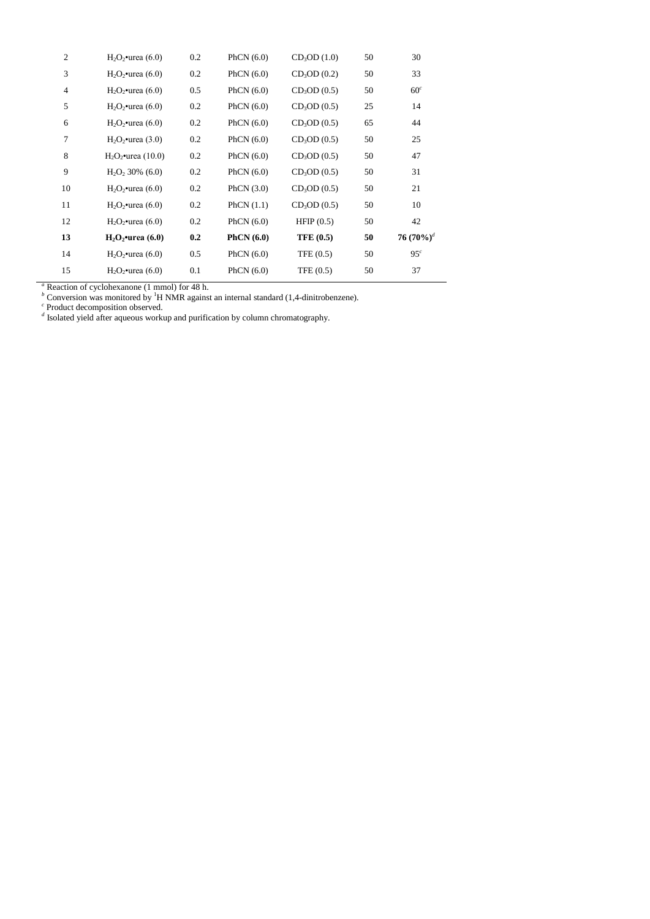| 2 | $H_2O_2$•urea (6.0) | 0.2 | PhCN (6.0) | $CD_3OD$ (1.0) | 50 | 30 |
|---|---|---|---|---|---|---|
| 3 | $H_2O_2$•urea (6.0) | 0.2 | PhCN (6.0) | $CD_3OD$ (0.2) | 50 | 33 |
| 4 | $H_2O_2$•urea (6.0) | 0.5 | PhCN (6.0) | $CD_3OD$ (0.5) | 50 | 60[c] |
| 5 | $H_2O_2$•urea (6.0) | 0.2 | PhCN (6.0) | $CD_3OD$ (0.5) | 25 | 14 |
| 6 | $H_2O_2$•urea (6.0) | 0.2 | PhCN (6.0) | $CD_3OD$ (0.5) | 65 | 44 |
| 7 | $H_2O_2$•urea (3.0) | 0.2 | PhCN (6.0) | $CD_3OD$ (0.5) | 50 | 25 |
| 8 | $H_2O_2$•urea (10.0) | 0.2 | PhCN (6.0) | $CD_3OD$ (0.5) | 50 | 47 |
| 9 | $H_2O_2$ 30% (6.0) | 0.2 | PhCN (6.0) | $CD_3OD$ (0.5) | 50 | 31 |
| 10 | $H_2O_2$•urea (6.0) | 0.2 | PhCN (3.0) | $CD_3OD$ (0.5) | 50 | 21 |
| 11 | $H_2O_2$•urea (6.0) | 0.2 | PhCN (1.1) | $CD_3OD$ (0.5) | 50 | 10 |
| 12 | $H_2O_2$•urea (6.0) | 0.2 | PhCN (6.0) | HFIP (0.5) | 50 | 42 |
| **13** | **$H_2O_2$•urea (6.0)** | **0.2** | **PhCN (6.0)** | **TFE (0.5)** | **50** | **76 (70%)[d]** |
| 14 | $H_2O_2$•urea (6.0) | 0.5 | PhCN (6.0) | TFE (0.5) | 50 | 95[c] |
| 15 | $H_2O_2$•urea (6.0) | 0.1 | PhCN (6.0) | TFE (0.5) | 50 | 37 |

[a] Reaction of cyclohexanone (1 mmol) for 48 h.
[b] Conversion was monitored by $^1$H NMR against an internal standard (1,4-dinitrobenzene).
[c] Product decomposition observed.
[d] Isolated yield after aqueous workup and purification by column chromatography.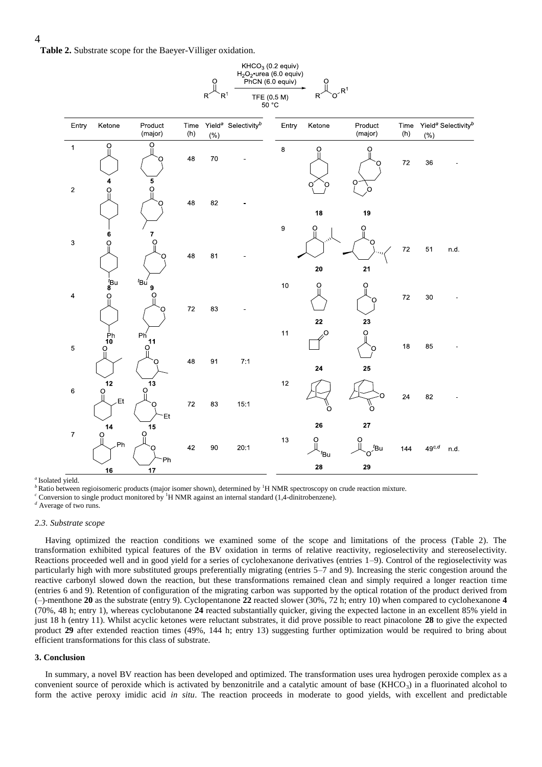**Table 2.** Substrate scope for the Baeyer-Villiger oxidation.

Reaction conditions: $R(C{=}O)R^1$ → $R(C{=}O)OR^1$; $KHCO_3$ (0.2 equiv), $H_2O_2$•urea (6.0 equiv), PhCN (6.0 equiv), TFE (0.5 M), 50 °C

| Entry | Ketone | Product (major) | Time (h) | Yield[a] (%) | Selectivity[b] |
|---|---|---|---|---|---|
| 1 | **4** | **5** | 48 | 70 | - |
| 2 | **6** | **7** | 48 | 82 | - |
| 3 | **8** | **9** | 48 | 81 | - |
| 4 | **10** | **11** | 72 | 83 | - |
| 5 | **12** | **13** | 48 | 91 | 7:1 |
| 6 | **14** | **15** | 72 | 83 | 15:1 |
| 7 | **16** | **17** | 42 | 90 | 20:1 |
| 8 | **18** | **19** | 72 | 36 | - |
| 9 | **20** | **21** | 72 | 51 | n.d. |
| 10 | **22** | **23** | 72 | 30 | - |
| 11 | **24** | **25** | 18 | 85 | - |
| 12 | **26** | **27** | 24 | 82 | - |
| 13 | **28** | **29** | 144 | 49[c,d] | n.d. |

[a] Isolated yield.
[b] Ratio between regioisomeric products (major isomer shown), determined by $^1H$ NMR spectroscopy on crude reaction mixture.
[c] Conversion to single product monitored by $^1H$ NMR against an internal standard (1,4-dinitrobenzene).
[d] Average of two runs.

### *2.3. Substrate scope*

Having optimized the reaction conditions we examined some of the scope and limitations of the process (Table 2). The transformation exhibited typical features of the BV oxidation in terms of relative reactivity, regioselectivity and stereoselectivity. Reactions proceeded well and in good yield for a series of cyclohexanone derivatives (entries 1–9). Control of the regioselectivity was particularly high with more substituted groups preferentially migrating (entries 5–7 and 9). Increasing the steric congestion around the reactive carbonyl slowed down the reaction, but these transformations remained clean and simply required a longer reaction time (entries 6 and 9). Retention of configuration of the migrating carbon was supported by the optical rotation of the product derived from (–)-menthone **20** as the substrate (entry 9). Cyclopentanone **22** reacted slower (30%, 72 h; entry 10) when compared to cyclohexanone **4** (70%, 48 h; entry 1), whereas cyclobutanone **24** reacted substantially quicker, giving the expected lactone in an excellent 85% yield in just 18 h (entry 11). Whilst acyclic ketones were reluctant substrates, it did prove possible to react pinacolone **28** to give the expected product **29** after extended reaction times (49%, 144 h; entry 13) suggesting further optimization would be required to bring about efficient transformations for this class of substrate.

### **3. Conclusion**

In summary, a novel BV reaction has been developed and optimized. The transformation uses urea hydrogen peroxide complex as a convenient source of peroxide which is activated by benzonitrile and a catalytic amount of base ($KHCO_3$) in a fluorinated alcohol to form the active peroxy imidic acid *in situ*. The reaction proceeds in moderate to good yields, with excellent and predictable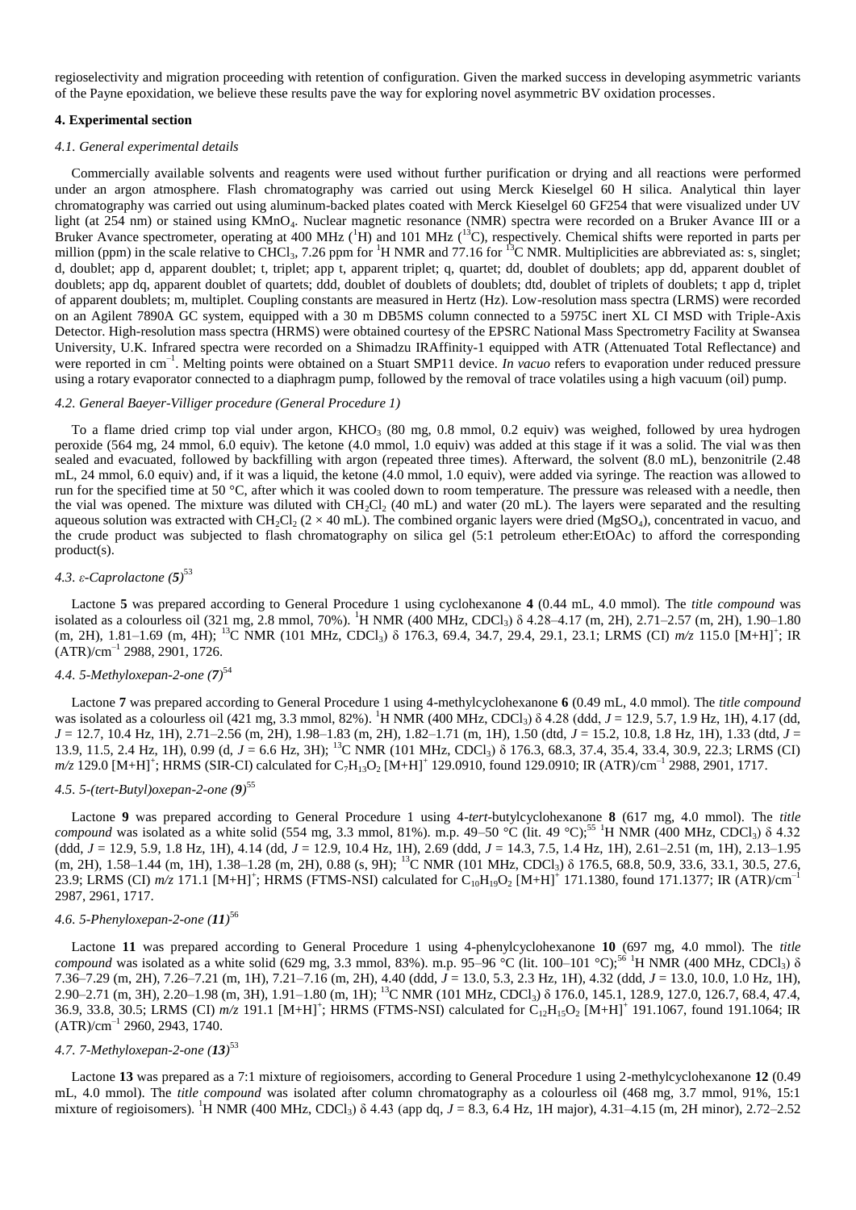regioselectivity and migration proceeding with retention of configuration. Given the marked success in developing asymmetric variants of the Payne epoxidation, we believe these results pave the way for exploring novel asymmetric BV oxidation processes.

## 4. Experimental section

### *4.1. General experimental details*

Commercially available solvents and reagents were used without further purification or drying and all reactions were performed under an argon atmosphere. Flash chromatography was carried out using Merck Kieselgel 60 H silica. Analytical thin layer chromatography was carried out using aluminum-backed plates coated with Merck Kieselgel 60 GF254 that were visualized under UV light (at 254 nm) or stained using $KMnO_4$. Nuclear magnetic resonance (NMR) spectra were recorded on a Bruker Avance III or a Bruker Avance spectrometer, operating at 400 MHz ($^1$H) and 101 MHz ($^{13}$C), respectively. Chemical shifts were reported in parts per million (ppm) in the scale relative to $CHCl_3$, 7.26 ppm for $^1$H NMR and 77.16 for $^{13}$C NMR. Multiplicities are abbreviated as: s, singlet; d, doublet; app d, apparent doublet; t, triplet; app t, apparent triplet; q, quartet; dd, doublet of doublets; app dd, apparent doublet of doublets; app dq, apparent doublet of quartets; ddd, doublet of doublets of doublets; dtd, doublet of triplets of doublets; t app d, triplet of apparent doublets; m, multiplet. Coupling constants are measured in Hertz (Hz). Low-resolution mass spectra (LRMS) were recorded on an Agilent 7890A GC system, equipped with a 30 m DB5MS column connected to a 5975C inert XL CI MSD with Triple-Axis Detector. High-resolution mass spectra (HRMS) were obtained courtesy of the EPSRC National Mass Spectrometry Facility at Swansea University, U.K. Infrared spectra were recorded on a Shimadzu IRAffinity-1 equipped with ATR (Attenuated Total Reflectance) and were reported in cm$^{-1}$. Melting points were obtained on a Stuart SMP11 device. *In vacuo* refers to evaporation under reduced pressure using a rotary evaporator connected to a diaphragm pump, followed by the removal of trace volatiles using a high vacuum (oil) pump.

### *4.2. General Baeyer-Villiger procedure (General Procedure 1)*

To a flame dried crimp top vial under argon, $KHCO_3$ (80 mg, 0.8 mmol, 0.2 equiv) was weighed, followed by urea hydrogen peroxide (564 mg, 24 mmol, 6.0 equiv). The ketone (4.0 mmol, 1.0 equiv) was added at this stage if it was a solid. The vial was then sealed and evacuated, followed by backfilling with argon (repeated three times). Afterward, the solvent (8.0 mL), benzonitrile (2.48 mL, 24 mmol, 6.0 equiv) and, if it was a liquid, the ketone (4.0 mmol, 1.0 equiv), were added via syringe. The reaction was allowed to run for the specified time at 50 °C, after which it was cooled down to room temperature. The pressure was released with a needle, then the vial was opened. The mixture was diluted with $CH_2Cl_2$ (40 mL) and water (20 mL). The layers were separated and the resulting aqueous solution was extracted with $CH_2Cl_2$ (2 × 40 mL). The combined organic layers were dried ($MgSO_4$), concentrated in vacuo, and the crude product was subjected to flash chromatography on silica gel (5:1 petroleum ether:EtOAc) to afford the corresponding product(s).

### *4.3. ε-Caprolactone (**5**)*[53]

Lactone **5** was prepared according to General Procedure 1 using cyclohexanone **4** (0.44 mL, 4.0 mmol). The *title compound* was isolated as a colourless oil (321 mg, 2.8 mmol, 70%). $^1$H NMR (400 MHz, $CDCl_3$) δ 4.28–4.17 (m, 2H), 2.71–2.57 (m, 2H), 1.90–1.80 (m, 2H), 1.81–1.69 (m, 4H); $^{13}$C NMR (101 MHz, $CDCl_3$) δ 176.3, 69.4, 34.7, 29.4, 29.1, 23.1; LRMS (CI) *m/z* 115.0 $[M+H]^+$; IR (ATR)/cm$^{-1}$ 2988, 2901, 1726.

### *4.4. 5-Methyloxepan-2-one (**7**)*[54]

Lactone **7** was prepared according to General Procedure 1 using 4-methylcyclohexanone **6** (0.49 mL, 4.0 mmol). The *title compound* was isolated as a colourless oil (421 mg, 3.3 mmol, 82%). $^1$H NMR (400 MHz, $CDCl_3$) δ 4.28 (ddd, *J* = 12.9, 5.7, 1.9 Hz, 1H), 4.17 (dd, *J* = 12.7, 10.4 Hz, 1H), 2.71–2.56 (m, 2H), 1.98–1.83 (m, 2H), 1.82–1.71 (m, 1H), 1.50 (dtd, *J* = 15.2, 10.8, 1.8 Hz, 1H), 1.33 (dtd, *J* = 13.9, 11.5, 2.4 Hz, 1H), 0.99 (d, *J* = 6.6 Hz, 3H); $^{13}$C NMR (101 MHz, $CDCl_3$) δ 176.3, 68.3, 37.4, 35.4, 33.4, 30.9, 22.3; LRMS (CI) *m/z* 129.0 $[M+H]^+$; HRMS (SIR-CI) calculated for $C_7H_{13}O_2$ $[M+H]^+$ 129.0910, found 129.0910; IR (ATR)/cm$^{-1}$ 2988, 2901, 1717.

### *4.5. 5-(tert-Butyl)oxepan-2-one (**9**)*[55]

Lactone **9** was prepared according to General Procedure 1 using 4-*tert*-butylcyclohexanone **8** (617 mg, 4.0 mmol). The *title compound* was isolated as a white solid (554 mg, 3.3 mmol, 81%). m.p. 49–50 °C (lit. 49 °C);[55] $^1$H NMR (400 MHz, $CDCl_3$) δ 4.32 (ddd, *J* = 12.9, 5.9, 1.8 Hz, 1H), 4.14 (dd, *J* = 12.9, 10.4 Hz, 1H), 2.69 (ddd, *J* = 14.3, 7.5, 1.4 Hz, 1H), 2.61–2.51 (m, 1H), 2.13–1.95 (m, 2H), 1.58–1.44 (m, 1H), 1.38–1.28 (m, 2H), 0.88 (s, 9H); $^{13}$C NMR (101 MHz, $CDCl_3$) δ 176.5, 68.8, 50.9, 33.6, 33.1, 30.5, 27.6, 23.9; LRMS (CI) *m/z* 171.1 $[M+H]^+$; HRMS (FTMS-NSI) calculated for $C_{10}H_{19}O_2$ $[M+H]^+$ 171.1380, found 171.1377; IR (ATR)/cm$^{-1}$ 2987, 2961, 1717.

### *4.6. 5-Phenyloxepan-2-one (**11**)*[56]

Lactone **11** was prepared according to General Procedure 1 using 4-phenylcyclohexanone **10** (697 mg, 4.0 mmol). The *title compound* was isolated as a white solid (629 mg, 3.3 mmol, 83%). m.p. 95–96 °C (lit. 100–101 °C);[56] $^1$H NMR (400 MHz, $CDCl_3$) δ 7.36–7.29 (m, 2H), 7.26–7.21 (m, 1H), 7.21–7.16 (m, 2H), 4.40 (ddd, *J* = 13.0, 5.3, 2.3 Hz, 1H), 4.32 (ddd, *J* = 13.0, 10.0, 1.0 Hz, 1H), 2.90–2.71 (m, 3H), 2.20–1.98 (m, 3H), 1.91–1.80 (m, 1H); $^{13}$C NMR (101 MHz, $CDCl_3$) δ 176.0, 145.1, 128.9, 127.0, 126.7, 68.4, 47.4, 36.9, 33.8, 30.5; LRMS (CI) *m/z* 191.1 $[M+H]^+$; HRMS (FTMS-NSI) calculated for $C_{12}H_{15}O_2$ $[M+H]^+$ 191.1067, found 191.1064; IR (ATR)/cm$^{-1}$ 2960, 2943, 1740.

### *4.7. 7-Methyloxepan-2-one (**13**)*[53]

Lactone **13** was prepared as a 7:1 mixture of regioisomers, according to General Procedure 1 using 2-methylcyclohexanone **12** (0.49 mL, 4.0 mmol). The *title compound* was isolated after column chromatography as a colourless oil (468 mg, 3.7 mmol, 91%, 15:1 mixture of regioisomers). $^1$H NMR (400 MHz, $CDCl_3$) δ 4.43 (app dq, *J* = 8.3, 6.4 Hz, 1H major), 4.31–4.15 (m, 2H minor), 2.72–2.52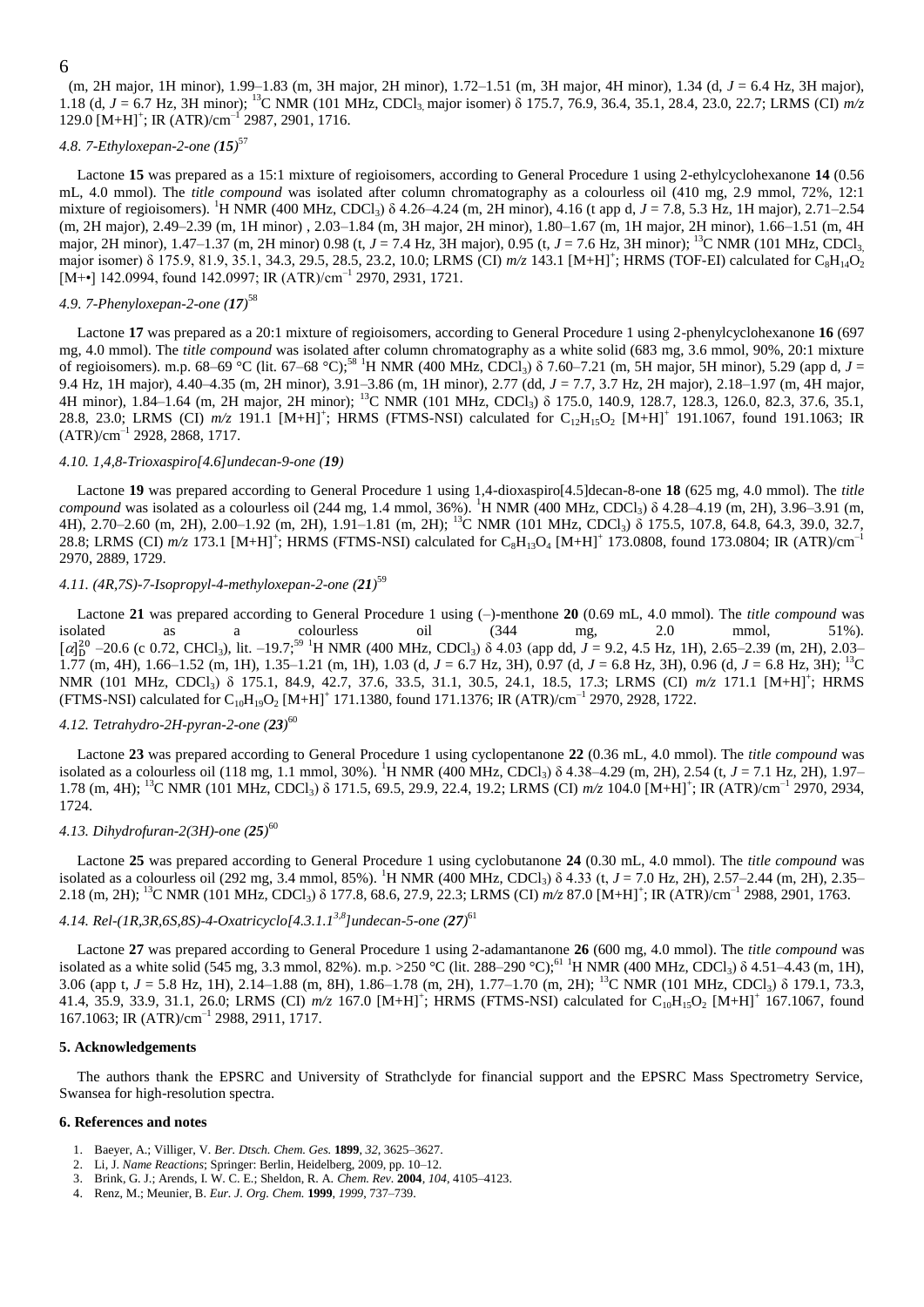(m, 2H major, 1H minor), 1.99–1.83 (m, 3H major, 2H minor), 1.72–1.51 (m, 3H major, 4H minor), 1.34 (d, *J* = 6.4 Hz, 3H major), 1.18 (d, *J* = 6.7 Hz, 3H minor); $^{13}$C NMR (101 MHz, $CDCl_3$, major isomer) δ 175.7, 76.9, 36.4, 35.1, 28.4, 23.0, 22.7; LRMS (CI) *m/z* 129.0 [M+H]$^+$; IR (ATR)/cm$^{-1}$ 2987, 2901, 1716.

### *4.8. 7-Ethyloxepan-2-one (**15**)*[57]

Lactone **15** was prepared as a 15:1 mixture of regioisomers, according to General Procedure 1 using 2-ethylcyclohexanone **14** (0.56 mL, 4.0 mmol). The *title compound* was isolated after column chromatography as a colourless oil (410 mg, 2.9 mmol, 72%, 12:1 mixture of regioisomers). $^1$H NMR (400 MHz, $CDCl_3$) δ 4.26–4.24 (m, 2H minor), 4.16 (t app d, *J* = 7.8, 5.3 Hz, 1H major), 2.71–2.54 (m, 2H major), 2.49–2.39 (m, 1H minor) , 2.03–1.84 (m, 3H major, 2H minor), 1.80–1.67 (m, 1H major, 2H minor), 1.66–1.51 (m, 4H major, 2H minor), 1.47–1.37 (m, 2H minor) 0.98 (t, *J* = 7.4 Hz, 3H major), 0.95 (t, *J* = 7.6 Hz, 3H minor); $^{13}$C NMR (101 MHz, $CDCl_3$, major isomer) δ 175.9, 81.9, 35.1, 34.3, 29.5, 28.5, 23.2, 10.0; LRMS (CI) *m/z* 143.1 [M+H]$^+$; HRMS (TOF-EI) calculated for $C_8H_{14}O_2$ [M+•] 142.0994, found 142.0997; IR (ATR)/cm$^{-1}$ 2970, 2931, 1721.

### *4.9. 7-Phenyloxepan-2-one (**17**)*[58]

Lactone **17** was prepared as a 20:1 mixture of regioisomers, according to General Procedure 1 using 2-phenylcyclohexanone **16** (697 mg, 4.0 mmol). The *title compound* was isolated after column chromatography as a white solid (683 mg, 3.6 mmol, 90%, 20:1 mixture of regioisomers). m.p. 68–69 °C (lit. 67–68 °C);[58] $^1$H NMR (400 MHz, $CDCl_3$) δ 7.60–7.21 (m, 5H major, 5H minor), 5.29 (app d, *J* = 9.4 Hz, 1H major), 4.40–4.35 (m, 2H minor), 3.91–3.86 (m, 1H minor), 2.77 (dd, *J* = 7.7, 3.7 Hz, 2H major), 2.18–1.97 (m, 4H major, 4H minor), 1.84–1.64 (m, 2H major, 2H minor); $^{13}$C NMR (101 MHz, $CDCl_3$) δ 175.0, 140.9, 128.7, 128.3, 126.0, 82.3, 37.6, 35.1, 28.8, 23.0; LRMS (CI) *m/z* 191.1 [M+H]$^+$; HRMS (FTMS-NSI) calculated for $C_{12}H_{15}O_2$ [M+H]$^+$ 191.1067, found 191.1063; IR (ATR)/cm$^{-1}$ 2928, 2868, 1717.

### *4.10. 1,4,8-Trioxaspiro[4.6]undecan-9-one (**19**)*

Lactone **19** was prepared according to General Procedure 1 using 1,4-dioxaspiro[4.5]decan-8-one **18** (625 mg, 4.0 mmol). The *title compound* was isolated as a colourless oil (244 mg, 1.4 mmol, 36%). $^1$H NMR (400 MHz, $CDCl_3$) δ 4.28–4.19 (m, 2H), 3.96–3.91 (m, 4H), 2.70–2.60 (m, 2H), 2.00–1.92 (m, 2H), 1.91–1.81 (m, 2H); $^{13}$C NMR (101 MHz, $CDCl_3$) δ 175.5, 107.8, 64.8, 64.3, 39.0, 32.7, 28.8; LRMS (CI) *m/z* 173.1 [M+H]$^+$; HRMS (FTMS-NSI) calculated for $C_8H_{13}O_4$ [M+H]$^+$ 173.0808, found 173.0804; IR (ATR)/cm$^{-1}$ 2970, 2889, 1729.

### *4.11. (4R,7S)-7-Isopropyl-4-methyloxepan-2-one (**21**)*[59]

Lactone **21** was prepared according to General Procedure 1 using (–)-menthone **20** (0.69 mL, 4.0 mmol). The *title compound* was isolated as a colourless oil (344 mg, 2.0 mmol, 51%). $[\alpha]_D^{20}$ –20.6 (c 0.72, $CHCl_3$), lit. –19.7;[59] $^1$H NMR (400 MHz, $CDCl_3$) δ 4.03 (app dd, *J* = 9.2, 4.5 Hz, 1H), 2.65–2.39 (m, 2H), 2.03–1.77 (m, 4H), 1.66–1.52 (m, 1H), 1.35–1.21 (m, 1H), 1.03 (d, *J* = 6.7 Hz, 3H), 0.97 (d, *J* = 6.8 Hz, 3H), 0.96 (d, *J* = 6.8 Hz, 3H); $^{13}$C NMR (101 MHz, $CDCl_3$) δ 175.1, 84.9, 42.7, 37.6, 33.5, 31.1, 30.5, 24.1, 18.5, 17.3; LRMS (CI) *m/z* 171.1 [M+H]$^+$; HRMS (FTMS-NSI) calculated for $C_{10}H_{19}O_2$ [M+H]$^+$ 171.1380, found 171.1376; IR (ATR)/cm$^{-1}$ 2970, 2928, 1722.

### *4.12. Tetrahydro-2H-pyran-2-one (**23**)*[60]

Lactone **23** was prepared according to General Procedure 1 using cyclopentanone **22** (0.36 mL, 4.0 mmol). The *title compound* was isolated as a colourless oil (118 mg, 1.1 mmol, 30%). $^1$H NMR (400 MHz, $CDCl_3$) δ 4.38–4.29 (m, 2H), 2.54 (t, *J* = 7.1 Hz, 2H), 1.97–1.78 (m, 4H); $^{13}$C NMR (101 MHz, $CDCl_3$) δ 171.5, 69.5, 29.9, 22.4, 19.2; LRMS (CI) *m/z* 104.0 [M+H]$^+$; IR (ATR)/cm$^{-1}$ 2970, 2934, 1724.

### *4.13. Dihydrofuran-2(3H)-one (**25**)*[60]

Lactone **25** was prepared according to General Procedure 1 using cyclobutanone **24** (0.30 mL, 4.0 mmol). The *title compound* was isolated as a colourless oil (292 mg, 3.4 mmol, 85%). $^1$H NMR (400 MHz, $CDCl_3$) δ 4.33 (t, *J* = 7.0 Hz, 2H), 2.57–2.44 (m, 2H), 2.35–2.18 (m, 2H); $^{13}$C NMR (101 MHz, $CDCl_3$) δ 177.8, 68.6, 27.9, 22.3; LRMS (CI) *m/z* 87.0 [M+H]$^+$; IR (ATR)/cm$^{-1}$ 2988, 2901, 1763.

### *4.14. Rel-(1R,3R,6S,8S)-4-Oxatricyclo[4.3.1.1$^{3,8}$]undecan-5-one (**27**)*[61]

Lactone **27** was prepared according to General Procedure 1 using 2-adamantanone **26** (600 mg, 4.0 mmol). The *title compound* was isolated as a white solid (545 mg, 3.3 mmol, 82%). m.p. >250 °C (lit. 288–290 °C);[61] $^1$H NMR (400 MHz, $CDCl_3$) δ 4.51–4.43 (m, 1H), 3.06 (app t, *J* = 5.8 Hz, 1H), 2.14–1.88 (m, 8H), 1.86–1.78 (m, 2H), 1.77–1.70 (m, 2H); $^{13}$C NMR (101 MHz, $CDCl_3$) δ 179.1, 73.3, 41.4, 35.9, 33.9, 31.1, 26.0; LRMS (CI) *m/z* 167.0 [M+H]$^+$; HRMS (FTMS-NSI) calculated for $C_{10}H_{15}O_2$ [M+H]$^+$ 167.1067, found 167.1063; IR (ATR)/cm$^{-1}$ 2988, 2911, 1717.

## 5. Acknowledgements

The authors thank the EPSRC and University of Strathclyde for financial support and the EPSRC Mass Spectrometry Service, Swansea for high-resolution spectra.

## 6. References and notes

1. Baeyer, A.; Villiger, V. *Ber. Dtsch. Chem. Ges.* **1899**, *32*, 3625–3627.
2. Li, J. *Name Reactions*; Springer: Berlin, Heidelberg, 2009, pp. 10–12.
3. Brink, G. J.; Arends, I. W. C. E.; Sheldon, R. A. *Chem. Rev.* **2004**, *104*, 4105–4123.
4. Renz, M.; Meunier, B. *Eur. J. Org. Chem.* **1999**, *1999*, 737–739.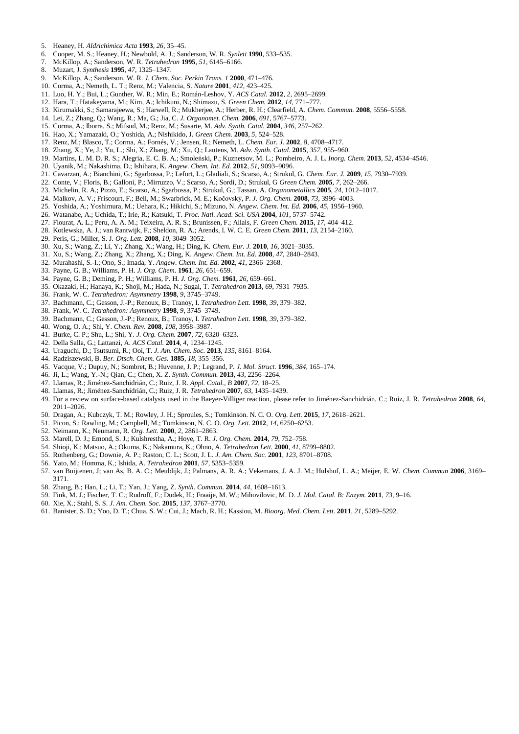5. Heaney, H. *Aldrichimica Acta* **1993**, *26*, 35–45.
6. Cooper, M. S.; Heaney, H.; Newbold, A. J.; Sanderson, W. R. *Synlett* **1990**, 533–535.
7. McKillop, A.; Sanderson, W. R. *Tetrahedron* **1995**, *51*, 6145–6166.
8. Muzart, J. *Synthesis* **1995**, *47*, 1325–1347.
9. McKillop, A.; Sanderson, W. R. *J. Chem. Soc. Perkin Trans. 1* **2000**, 471–476.
10. Corma, A.; Nemeth, L. T.; Renz, M.; Valencia, S. *Nature* **2001**, *412*, 423–425.
11. Luo, H. Y.; Bui, L.; Gunther, W. R.; Min, E.; Román-Leshov, Y. *ACS Catal.* **2012**, *2*, 2695–2699.
12. Hara, T.; Hatakeyama, M.; Kim, A.; Ichikuni, N.; Shimazu, S. *Green Chem.* **2012**, *14*, 771–777.
13. Kirumakki, S.; Samarajeewa, S.; Harwell, R.; Mukherjee, A.; Herber, R. H.; Clearfield, A. *Chem. Commun.* **2008**, 5556–5558.
14. Lei, Z.; Zhang, Q.; Wang, R.; Ma, G.; Jia, C. *J. Organomet. Chem.* **2006**, *691*, 5767–5773.
15. Corma, A.; Iborra, S.; Mifsud, M.; Renz, M.; Susarte, M. *Adv. Synth. Catal.* **2004**, *346*, 257–262.
16. Hao, X.; Yamazaki, O.; Yoshida, A.; Nishikido, J. *Green Chem.* **2003**, *5*, 524–528.
17. Renz, M.; Blasco, T.; Corma, A.; Fornés, V.; Jensen, R.; Nemeth, L. *Chem. Eur. J.* **2002**, *8*, 4708–4717.
18. Zhang, X.; Ye, J.; Yu, L.; Shi, X.; Zhang, M.; Xu, Q.; Lautens, M. *Adv. Synth. Catal.* **2015**, *357*, 955–960.
19. Martins, L. M. D. R. S.; Alegria, E. C. B. A.; Smoleński, P.; Kuznetsov, M. L.; Pombeiro, A. J. L. *Inorg. Chem.* **2013**, *52*, 4534–4546.
20. Uyanik, M.; Nakashima, D.; Ishihara, K. *Angew. Chem. Int. Ed.* **2012**, *51*, 9093–9096.
21. Cavarzan, A.; Bianchini, G.; Sgarbossa, P.; Lefort, L.; Gladiali, S.; Scarso, A.; Strukul, G. *Chem. Eur. J.* **2009**, *15*, 7930–7939.
22. Conte, V.; Floris, B.; Galloni, P.; Mirruzzo, V.; Scarso, A.; Sordi, D.; Strukul, G *Green Chem.* **2005**, *7*, 262–266.
23. Michelin, R. A.; Pizzo, E.; Scarso, A.; Sgarbossa, P.; Strukul, G.; Tassan, A. *Organometallics* **2005**, *24*, 1012–1017.
24. Malkov, A. V.; Friscourt, F.; Bell, M.; Swarbrick, M. E.; Kočovský, P. *J. Org. Chem.* **2008**, *73*, 3996–4003.
25. Yoshida, A.; Yoshimura, M.; Uehara, K.; Hikichi, S.; Mizuno, N. *Angew. Chem. Int. Ed.* **2006**, *45*, 1956–1960.
26. Watanabe, A.; Uchida, T.; Irie, R.; Katsuki, T. *Proc. Natl. Acad. Sci. USA* **2004**, *101*, 5737–5742.
27. Flourat, A. L.; Peru, A. A. M.; Teixeira, A. R. S.; Brunissen, F.; Allais, F. *Green Chem.* **2015**, *17*, 404–412.
28. Kotlewska, A. J.; van Rantwijk, F.; Sheldon, R. A.; Arends, I. W. C. E. *Green Chem.* **2011**, *13*, 2154–2160.
29. Peris, G.; Miller, S. J. *Org. Lett.* **2008**, *10*, 3049–3052.
30. Xu, S.; Wang, Z.; Li, Y.; Zhang, X.; Wang, H.; Ding, K. *Chem. Eur. J.* **2010**, *16*, 3021–3035.
31. Xu, S.; Wang, Z.; Zhang, X.; Zhang, X.; Ding, K. *Angew. Chem. Int. Ed.* **2008**, *47*, 2840–2843.
32. Murahashi, S.-I.; Ono, S.; Imada, Y. *Angew. Chem. Int. Ed.* **2002**, *41*, 2366–2368.
33. Payne, G. B.; Williams, P. H. *J. Org. Chem.* **1961**, *26*, 651–659.
34. Payne, G. B.; Deming, P. H.; Williams, P. H. *J. Org. Chem.* **1961**, *26*, 659–661.
35. Okazaki, H.; Hanaya, K.; Shoji, M.; Hada, N.; Sugai, T. *Tetrahedron* **2013**, *69*, 7931–7935.
36. Frank, W. C. *Tetrahedron: Asymmetry* **1998**, *9*, 3745–3749.
37. Bachmann, C.; Gesson, J.-P.; Renoux, B.; Tranoy, I. *Tetrahedron Lett.* **1998**, *39*, 379–382.
38. Frank, W. C. *Tetrahedron: Asymmetry* **1998**, *9*, 3745–3749.
39. Bachmann, C.; Gesson, J.-P.; Renoux, B.; Tranoy, I. *Tetrahedron Lett.* **1998**, *39*, 379–382.
40. Wong, O. A.; Shi, Y. *Chem. Rev.* **2008**, *108*, 3958–3987.
41. Burke, C. P.; Shu, L.; Shi, Y. *J. Org. Chem.* **2007**, *72*, 6320–6323.
42. Della Salla, G.; Lattanzi, A. *ACS Catal.* **2014**, *4*, 1234–1245.
43. Uraguchi, D.; Tsutsumi, R.; Ooi, T. *J. Am. Chem. Soc.* **2013**, *135*, 8161–8164.
44. Radziszewski, B. *Ber. Dtsch. Chem. Ges.* **1885**, *18*, 355–356.
45. Vacque, V.; Dupuy, N.; Sombret, B.; Huvenne, J. P.; Legrand, P. *J. Mol. Struct.* **1996**, *384*, 165–174.
46. Ji, L.; Wang, Y.-N.; Qian, C.; Chen, X. Z. *Synth. Commun.* **2013**, *43*, 2256–2264.
47. Llamas, R.; Jiménez-Sanchidrián, C.; Ruiz, J. R. *Appl. Catal., B* **2007**, *72*, 18–25.
48. Llamas, R.; Jiménez-Sanchidrián, C.; Ruiz, J. R. *Tetrahedron* **2007**, *63*, 1435–1439.
49. For a review on surface-based catalysts used in the Baeyer-Villiger reaction, please refer to Jiménez-Sanchidrián, C.; Ruiz, J. R. *Tetrahedron* **2008**, *64*, 2011–2026.
50. Dragan, A.; Kubczyk, T. M.; Rowley, J. H.; Sproules, S.; Tomkinson. N. C. O. *Org. Lett.* **2015**, *17*, 2618–2621.
51. Picon, S.; Rawling, M.; Campbell, M.; Tomkinson, N. C. O. *Org. Lett.* **2012**, *14*, 6250–6253.
52. Neimann, K.; Neumann, R. *Org. Lett.* **2000**, *2*, 2861–2863.
53. Marell, D. J.; Emond, S. J.; Kulshrestha, A.; Hoye, T. R. *J. Org. Chem.* **2014**, *79*, 752–758.
54. Shioji, K.; Matsuo, A.; Okuma, K.; Nakamura, K.; Ohno, A. *Tetrahedron Lett.* **2000**, *41*, 8799–8802.
55. Rothenberg, G.; Downie, A. P.; Raston, C. L.; Scott, J. L. *J. Am. Chem. Soc.* **2001**, *123*, 8701–8708.
56. Yato, M.; Homma, K.; Ishida, A. *Tetrahedron* **2001**, *57*, 5353–5359.
57. van Buijtenen, J; van As, B. A. C.; Meuldijk, J.; Palmans, A. R. A.; Vekemans, J. A. J. M.; Hulshof, L. A.; Meijer, E. W. *Chem. Commun* **2006**, 3169–3171.
58. Zhang, B.; Han, L.; Li, T.; Yan, J.; Yang, Z. *Synth. Commun.* **2014**, *44*, 1608–1613.
59. Fink, M. J.; Fischer, T. C.; Rudroff, F.; Dudek, H.; Fraaije, M. W.; Mihovilovic, M. D. *J. Mol. Catal. B: Enzym.* **2011**, *73*, 9–16.
60. Xie, X.; Stahl, S. S. *J. Am. Chem. Soc.* **2015**, *137*, 3767–3770.
61. Banister, S. D.; Yoo, D. T.; Chua, S. W.; Cui, J.; Mach, R. H.; Kassiou, M. *Bioorg. Med. Chem. Lett.* **2011**, *21*, 5289–5292.